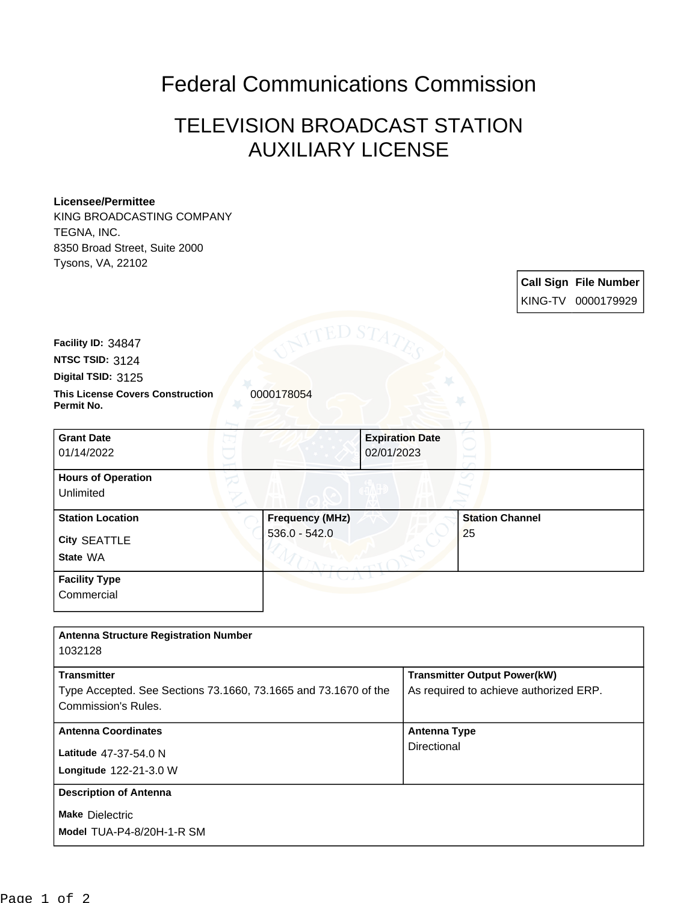# Federal Communications Commission

## TELEVISION BROADCAST STATION AUXILIARY LICENSE

**Licensee/Permittee**
KING BROADCASTING COMPANY
TEGNA, INC.
8350 Broad Street, Suite 2000
Tysons, VA, 22102

| Call Sign | File Number |
| --- | --- |
| KING-TV | 0000179929 |

**Facility ID:** 34847
**NTSC TSID:** 3124
**Digital TSID:** 3125
**This License Covers Construction Permit No.** 0000178054

| Grant Date | Expiration Date |
| --- | --- |
| 01/14/2022 | 02/01/2023 |

**Hours of Operation**
Unlimited

| Station Location | Frequency (MHz) | Station Channel |
| --- | --- | --- |
| City SEATTLE<br>State WA | 536.0 - 542.0 | 25 |

**Facility Type**
Commercial

**Antenna Structure Registration Number**
1032128

| Transmitter | Transmitter Output Power(kW) |
| --- | --- |
| Type Accepted. See Sections 73.1660, 73.1665 and 73.1670 of the Commission's Rules. | As required to achieve authorized ERP. |

| Antenna Coordinates | Antenna Type |
| --- | --- |
| Latitude 47-37-54.0 N<br>Longitude 122-21-3.0 W | Directional |

**Description of Antenna**
**Make** Dielectric
**Model** TUA-P4-8/20H-1-R SM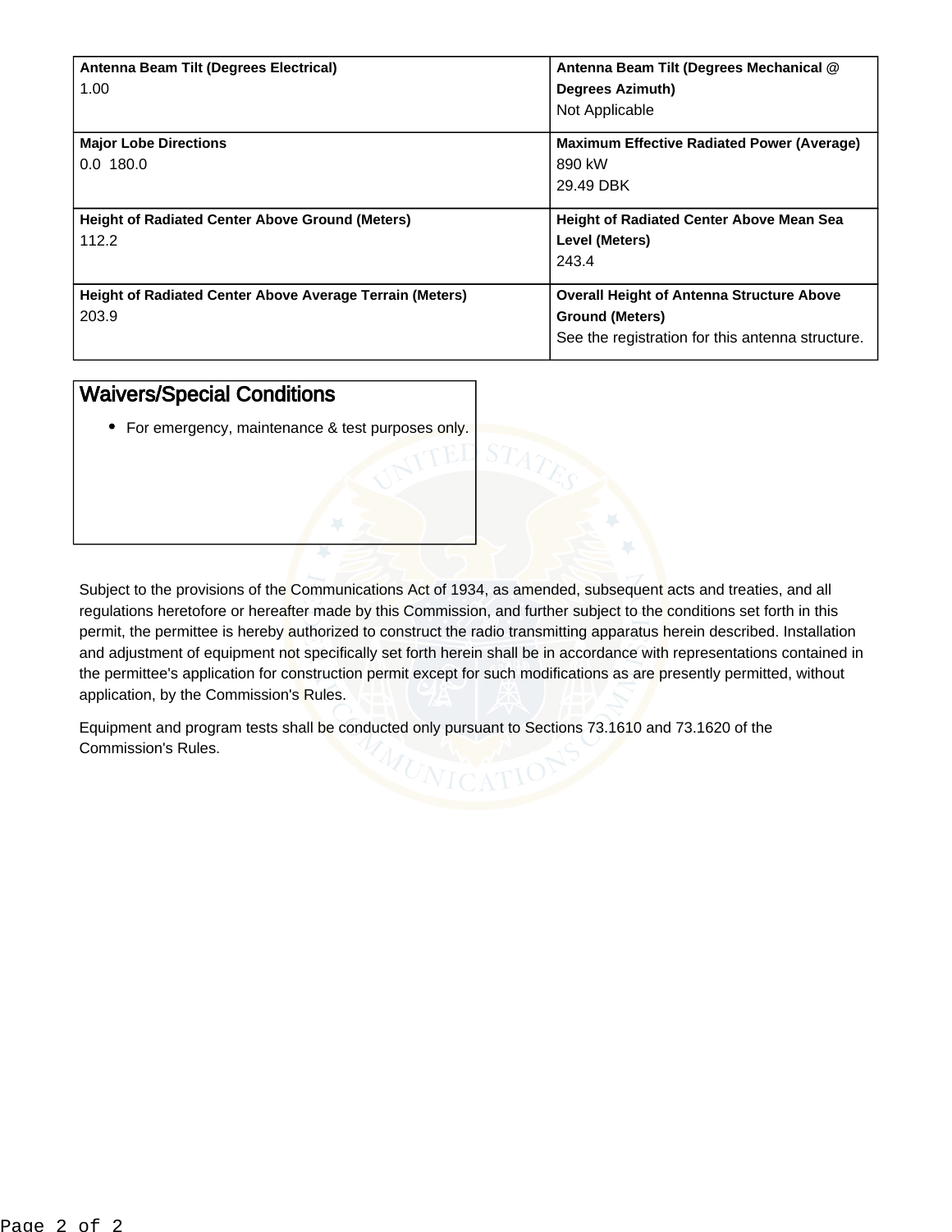| | |
|---|---|
| **Antenna Beam Tilt (Degrees Electrical)**<br>1.00 | **Antenna Beam Tilt (Degrees Mechanical @ Degrees Azimuth)**<br>Not Applicable |
| **Major Lobe Directions**<br>0.0 180.0 | **Maximum Effective Radiated Power (Average)**<br>890 kW<br>29.49 DBK |
| **Height of Radiated Center Above Ground (Meters)**<br>112.2 | **Height of Radiated Center Above Mean Sea Level (Meters)**<br>243.4 |
| **Height of Radiated Center Above Average Terrain (Meters)**<br>203.9 | **Overall Height of Antenna Structure Above Ground (Meters)**<br>See the registration for this antenna structure. |

## Waivers/Special Conditions

- For emergency, maintenance & test purposes only.

Subject to the provisions of the Communications Act of 1934, as amended, subsequent acts and treaties, and all regulations heretofore or hereafter made by this Commission, and further subject to the conditions set forth in this permit, the permittee is hereby authorized to construct the radio transmitting apparatus herein described. Installation and adjustment of equipment not specifically set forth herein shall be in accordance with representations contained in the permittee's application for construction permit except for such modifications as are presently permitted, without application, by the Commission's Rules.

Equipment and program tests shall be conducted only pursuant to Sections 73.1610 and 73.1620 of the Commission's Rules.